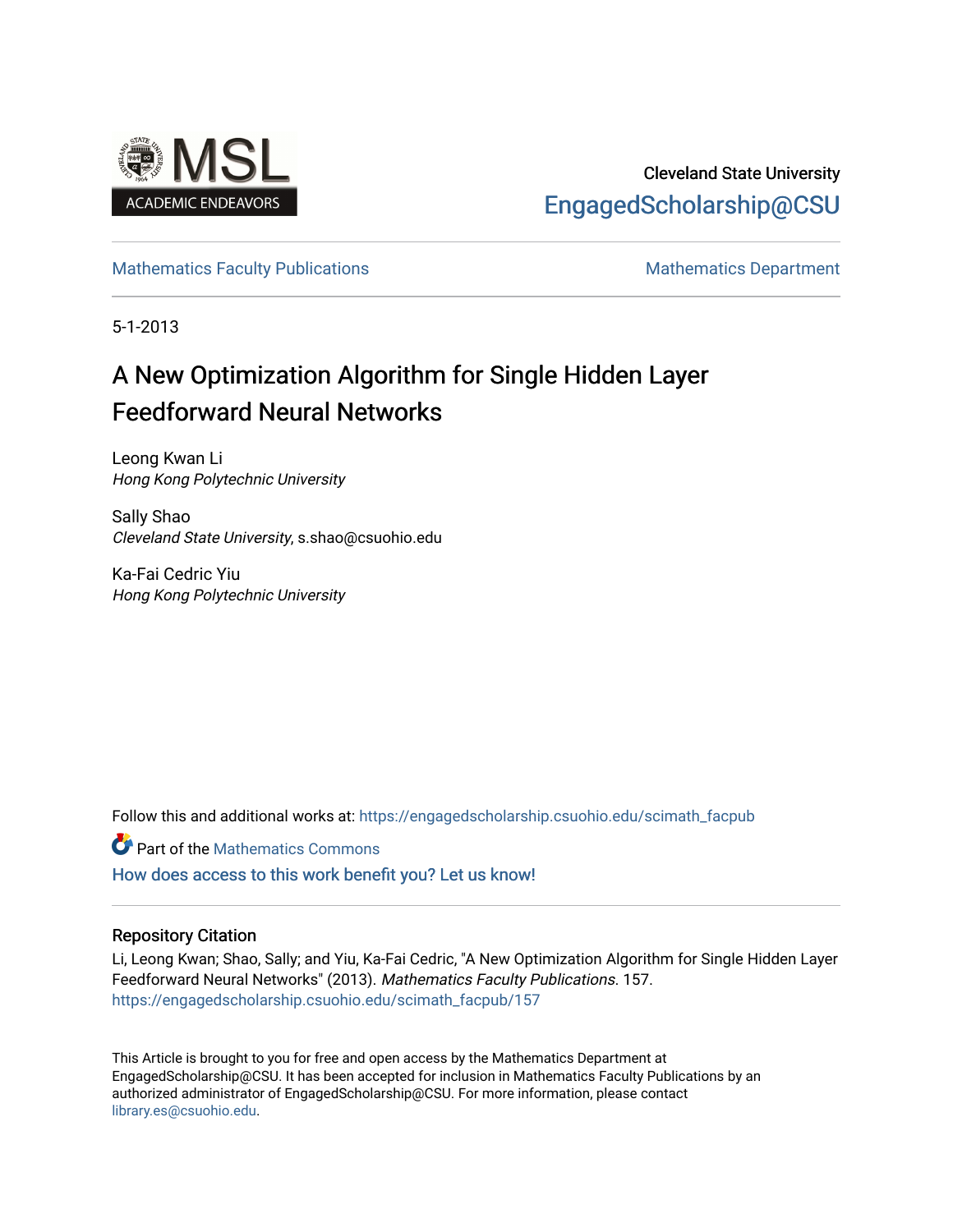Cleveland State University

EngagedScholarship@CSU

Mathematics Faculty Publications — Mathematics Department

5-1-2013

# A New Optimization Algorithm for Single Hidden Layer Feedforward Neural Networks

Leong Kwan Li
*Hong Kong Polytechnic University*

Sally Shao
*Cleveland State University*, s.shao@csuohio.edu

Ka-Fai Cedric Yiu
*Hong Kong Polytechnic University*

Follow this and additional works at: https://engagedscholarship.csuohio.edu/scimath_facpub

Part of the Mathematics Commons

How does access to this work benefit you? Let us know!

## Repository Citation

Li, Leong Kwan; Shao, Sally; and Yiu, Ka-Fai Cedric, "A New Optimization Algorithm for Single Hidden Layer Feedforward Neural Networks" (2013). *Mathematics Faculty Publications*. 157.
https://engagedscholarship.csuohio.edu/scimath_facpub/157

This Article is brought to you for free and open access by the Mathematics Department at EngagedScholarship@CSU. It has been accepted for inclusion in Mathematics Faculty Publications by an authorized administrator of EngagedScholarship@CSU. For more information, please contact library.es@csuohio.edu.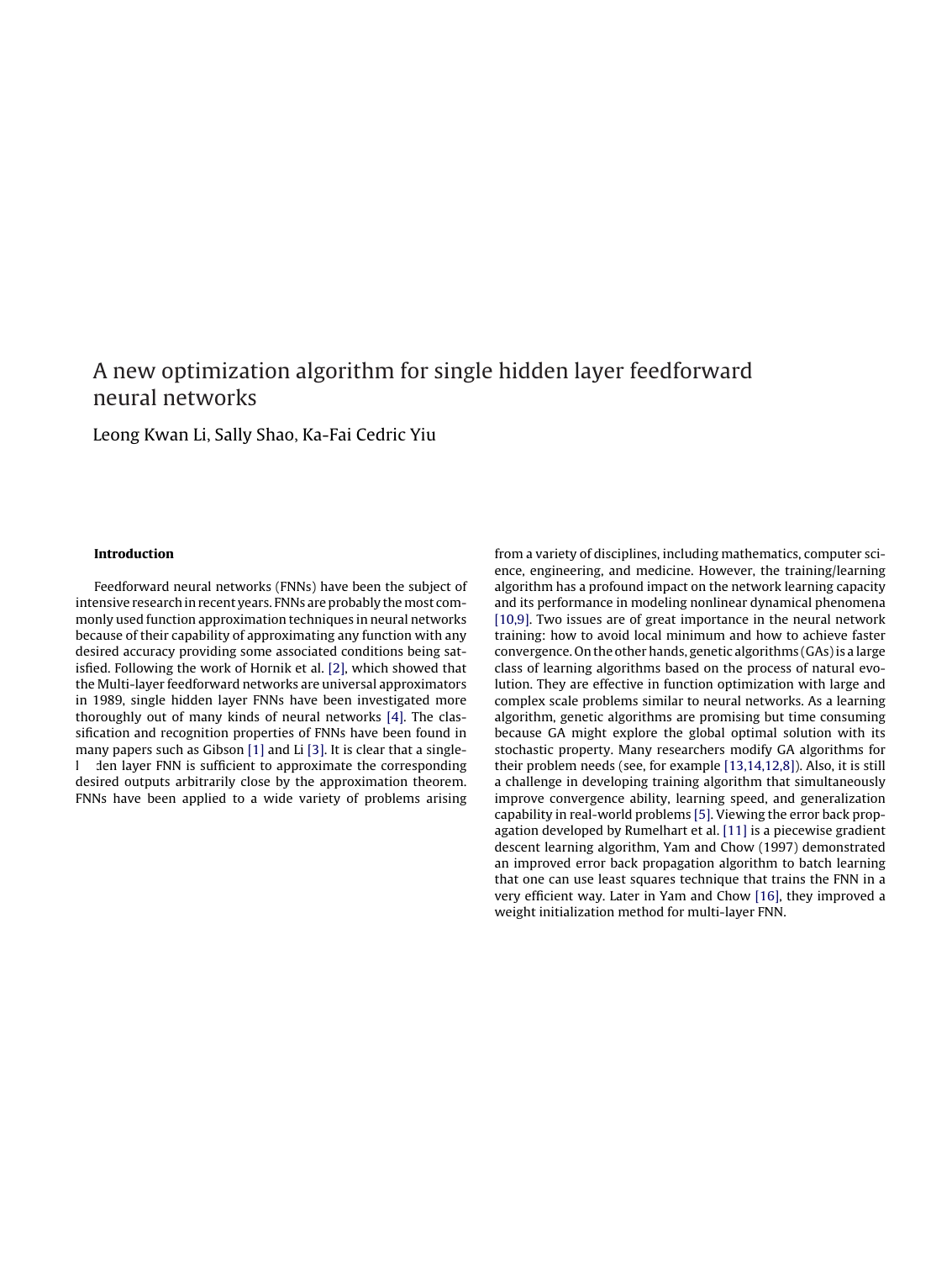# A new optimization algorithm for single hidden layer feedforward neural networks

Leong Kwan Li, Sally Shao, Ka-Fai Cedric Yiu

## Introduction

Feedforward neural networks (FNNs) have been the subject of intensive research in recent years. FNNs are probably the most commonly used function approximation techniques in neural networks because of their capability of approximating any function with any desired accuracy providing some associated conditions being satisfied. Following the work of Hornik et al. [2], which showed that the Multi-layer feedforward networks are universal approximators in 1989, single hidden layer FNNs have been investigated more thoroughly out of many kinds of neural networks [4]. The classification and recognition properties of FNNs have been found in many papers such as Gibson [1] and Li [3]. It is clear that a single-hidden layer FNN is sufficient to approximate the corresponding desired outputs arbitrarily close by the approximation theorem. FNNs have been applied to a wide variety of problems arising from a variety of disciplines, including mathematics, computer science, engineering, and medicine. However, the training/learning algorithm has a profound impact on the network learning capacity and its performance in modeling nonlinear dynamical phenomena [10,9]. Two issues are of great importance in the neural network training: how to avoid local minimum and how to achieve faster convergence. On the other hands, genetic algorithms (GAs) is a large class of learning algorithms based on the process of natural evolution. They are effective in function optimization with large and complex scale problems similar to neural networks. As a learning algorithm, genetic algorithms are promising but time consuming because GA might explore the global optimal solution with its stochastic property. Many researchers modify GA algorithms for their problem needs (see, for example [13,14,12,8]). Also, it is still a challenge in developing training algorithm that simultaneously improve convergence ability, learning speed, and generalization capability in real-world problems [5]. Viewing the error back propagation developed by Rumelhart et al. [11] is a piecewise gradient descent learning algorithm, Yam and Chow (1997) demonstrated an improved error back propagation algorithm to batch learning that one can use least squares technique that trains the FNN in a very efficient way. Later in Yam and Chow [16], they improved a weight initialization method for multi-layer FNN.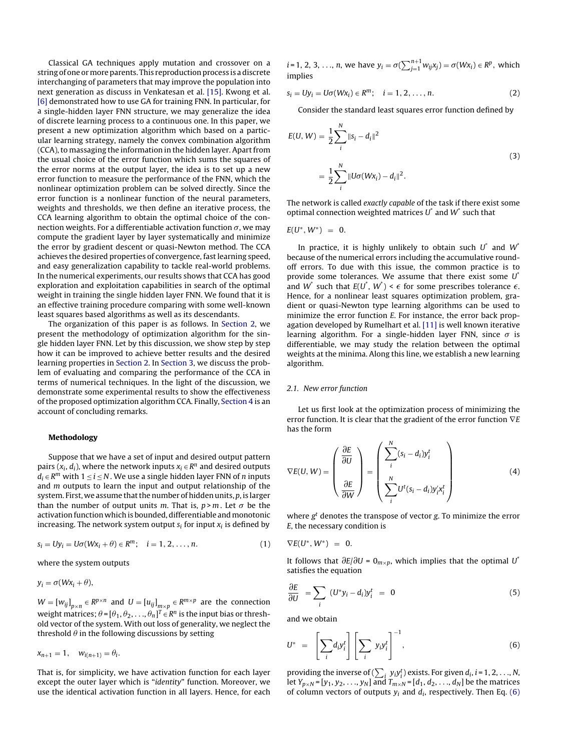Classical GA techniques apply mutation and crossover on a string of one or more parents. This reproduction process is a discrete interchanging of parameters that may improve the population into next generation as discuss in Venkatesan et al. [15]. Kwong et al. [6] demonstrated how to use GA for training FNN. In particular, for a single-hidden layer FNN structure, we may generalize the idea of discrete learning process to a continuous one. In this paper, we present a new optimization algorithm which based on a particular learning strategy, namely the convex combination algorithm (CCA), to massaging the information in the hidden layer. Apart from the usual choice of the error function which sums the squares of the error norms at the output layer, the idea is to set up a new error function to measure the performance of the FNN, which the nonlinear optimization problem can be solved directly. Since the error function is a nonlinear function of the neural parameters, weights and thresholds, we then define an iterative process, the CCA learning algorithm to obtain the optimal choice of the connection weights. For a differentiable activation function $\sigma$, we may compute the gradient layer by layer systematically and minimize the error by gradient descent or quasi-Newton method. The CCA achieves the desired properties of convergence, fast learning speed, and easy generalization capability to tackle real-world problems. In the numerical experiments, our results shows that CCA has good exploration and exploitation capabilities in search of the optimal weight in training the single hidden layer FNN. We found that it is an effective training procedure comparing with some well-known least squares based algorithms as well as its descendants.

The organization of this paper is as follows. In Section 2, we present the methodology of optimization algorithm for the single hidden layer FNN. Let by this discussion, we show step by step how it can be improved to achieve better results and the desired learning properties in Section 2. In Section 3, we discuss the problem of evaluating and comparing the performance of the CCA in terms of numerical techniques. In the light of the discussion, we demonstrate some experimental results to show the effectiveness of the proposed optimization algorithm CCA. Finally, Section 4 is an account of concluding remarks.

## Methodology

Suppose that we have a set of input and desired output pattern pairs $(x_i, d_i)$, where the network inputs $x_i \in R^n$ and desired outputs $d_i \in R^m$ with $1 \le i \le N$. We use a single hidden layer FNN of $n$ inputs and $m$ outputs to learn the input and output relationship of the system. First, we assume that the number of hidden units, $p$, is larger than the number of output units $m$. That is, $p > m$. Let $\sigma$ be the activation function which is bounded, differentiable and monotonic increasing. The network system output $s_i$ for input $x_i$ is defined by

$$s_i = Uy_i = U\sigma(Wx_i + \theta) \in R^m; \quad i = 1, 2, \ldots, n. \tag{1}$$

where the system outputs

$$y_i = \sigma(Wx_i + \theta),$$

$W = [w_{ij}]_{p\times n} \in R^{p\times n}$ and $U = [u_{ij}]_{m\times p} \in R^{m\times p}$ are the connection weight matrices; $\theta = [\theta_1, \theta_2, \ldots, \theta_n]^T \in R^n$ is the input bias or threshold vector of the system. With out loss of generality, we neglect the threshold $\theta$ in the following discussions by setting

$$x_{n+1} = 1, \quad w_{i(n+1)} = \theta_i.$$

That is, for simplicity, we have activation function for each layer except the outer layer which is "*identity*" function. Moreover, we use the identical activation function in all layers. Hence, for each $i = 1, 2, 3, \ldots, n$, we have $y_i = \sigma(\sum_{j=1}^{n+1} w_{ij}x_j) = \sigma(Wx_i) \in R^p$, which implies

$$s_i = Uy_i = U\sigma(Wx_i) \in R^m; \quad i = 1, 2, \ldots, n. \tag{2}$$

Consider the standard least squares error function defined by

$$\begin{aligned} E(U, W) &= \frac{1}{2}\sum_i^N \|s_i - d_i\|^2 \\ &= \frac{1}{2}\sum_i^N \|U\sigma(Wx_i) - d_i\|^2. \end{aligned} \tag{3}$$

The network is called *exactly capable* of the task if there exist some optimal connection weighted matrices $U^*$ and $W^*$ such that

$$E(U^*, W^*) = 0.$$

In practice, it is highly unlikely to obtain such $U^*$ and $W^*$ because of the numerical errors including the accumulative round-off errors. To due with this issue, the common practice is to provide some tolerances. We assume that there exist some $U^*$ and $W^*$ such that $E(U^*, W^*) < \epsilon$ for some prescribes tolerance $\epsilon$. Hence, for a nonlinear least squares optimization problem, gradient or quasi-Newton type learning algorithms can be used to minimize the error function $E$. For instance, the error back propagation developed by Rumelhart et al. [11] is well known iterative learning algorithm. For a single-hidden layer FNN, since $\sigma$ is differentiable, we may study the relation between the optimal weights at the minima. Along this line, we establish a new learning algorithm.

### 2.1. New error function

Let us first look at the optimization process of minimizing the error function. It is clear that the gradient of the error function $\nabla E$ has the form

$$\nabla E(U, W) = \begin{pmatrix} \dfrac{\partial E}{\partial U} \\ \\ \dfrac{\partial E}{\partial W} \end{pmatrix} = \begin{pmatrix} \displaystyle\sum_i^N (s_i - d_i)y_i^t \\ \\ \displaystyle\sum_i^N U^t(s_i - d_i)y_i' x_i^t \end{pmatrix} \tag{4}$$

where $g^t$ denotes the transpose of vector $g$. To minimize the error $E$, the necessary condition is

$$\nabla E(U^*, W^*) = 0.$$

It follows that $\partial E/\partial U = 0_{m\times p}$, which implies that the optimal $U^*$ satisfies the equation

$$\frac{\partial E}{\partial U} = \sum_i (U^* y_i - d_i)y_i^t = 0 \tag{5}$$

and we obtain

$$U^* = \left[\sum_i d_i y_i^t\right]\left[\sum_i y_i y_i^t\right]^{-1}, \tag{6}$$

providing the inverse of $(\sum_i y_i y_i^t)$ exists. For given $d_i$, $i = 1, 2, \ldots, N$, let $Y_{p\times N} = [y_1, y_2, \ldots, y_N]$ and $T_{m\times N} = [d_1, d_2, \ldots, d_N]$ be the matrices of column vectors of outputs $y_i$ and $d_i$, respectively. Then Eq. (6)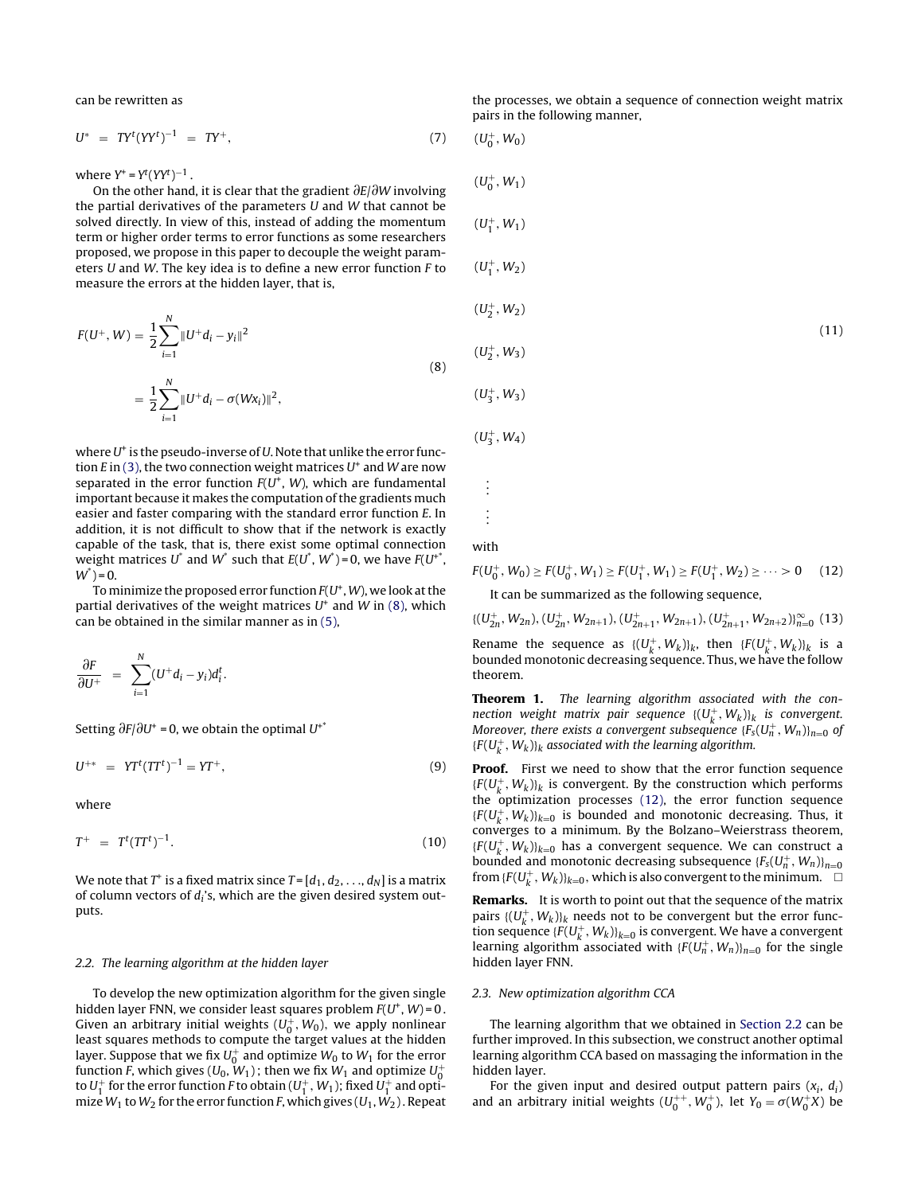can be rewritten as

$$U^* = TY^t(YY^t)^{-1} = TY^+, \tag{7}$$

where $Y^+ = Y^t(YY^t)^{-1}$.

On the other hand, it is clear that the gradient $\partial E/\partial W$ involving the partial derivatives of the parameters $U$ and $W$ that cannot be solved directly. In view of this, instead of adding the momentum term or higher order terms to error functions as some researchers proposed, we propose in this paper to decouple the weight parameters $U$ and $W$. The key idea is to define a new error function $F$ to measure the errors at the hidden layer, that is,

$$\begin{aligned} F(U^+, W) &= \frac{1}{2}\sum_{i=1}^{N}\|U^+ d_i - y_i\|^2 \\ &= \frac{1}{2}\sum_{i=1}^{N}\|U^+ d_i - \sigma(Wx_i)\|^2, \end{aligned} \tag{8}$$

where $U^+$ is the pseudo-inverse of $U$. Note that unlike the error function $E$ in (3), the two connection weight matrices $U^+$ and $W$ are now separated in the error function $F(U^+, W)$, which are fundamental important because it makes the computation of the gradients much easier and faster comparing with the standard error function $E$. In addition, it is not difficult to show that if the network is exactly capable of the task, that is, there exist some optimal connection weight matrices $U^*$ and $W^*$ such that $E(U^*, W^*) = 0$, we have $F(U^{+*}, W^*) = 0$.

To minimize the proposed error function $F(U^+, W)$, we look at the partial derivatives of the weight matrices $U^+$ and $W$ in (8), which can be obtained in the similar manner as in (5),

$$\frac{\partial F}{\partial U^+} = \sum_{i=1}^{N}(U^+ d_i - y_i)d_i^t.$$

Setting $\partial F/\partial U^+ = 0$, we obtain the optimal $U^{+*}$

$$U^{+*} = YT^t(TT^t)^{-1} = YT^+, \tag{9}$$

where

$$T^+ = T^t(TT^t)^{-1}. \tag{10}$$

We note that $T^+$ is a fixed matrix since $T = [d_1, d_2, \ldots, d_N]$ is a matrix of column vectors of $d_i$'s, which are the given desired system outputs.

### 2.2. The learning algorithm at the hidden layer

To develop the new optimization algorithm for the given single hidden layer FNN, we consider least squares problem $F(U^+, W) = 0$. Given an arbitrary initial weights $(U_0^+, W_0)$, we apply nonlinear least squares methods to compute the target values at the hidden layer. Suppose that we fix $U_0^+$ and optimize $W_0$ to $W_1$ for the error function $F$, which gives $(U_0, W_1)$; then we fix $W_1$ and optimize $U_0^+$ to $U_1^+$ for the error function $F$ to obtain $(U_1^+, W_1)$; fixed $U_1^+$ and optimize $W_1$ to $W_2$ for the error function $F$, which gives $(U_1, W_2)$. Repeat the processes, we obtain a sequence of connection weight matrix pairs in the following manner,

$$\begin{aligned} &(U_0^+, W_0) \\ &(U_0^+, W_1) \\ &(U_1^+, W_1) \\ &(U_1^+, W_2) \\ &(U_2^+, W_2) \\ &(U_2^+, W_3) \\ &(U_3^+, W_3) \\ &(U_3^+, W_4) \\ &\vdots \\ &\vdots \end{aligned} \tag{11}$$

with

$$F(U_0^+, W_0) \geq F(U_0^+, W_1) \geq F(U_1^+, W_1) \geq F(U_1^+, W_2) \geq \cdots > 0 \tag{12}$$

It can be summarized as the following sequence,

$$\{(U_{2n}^+, W_{2n}), (U_{2n}^+, W_{2n+1}), (U_{2n+1}^+, W_{2n+1}), (U_{2n+1}^+, W_{2n+2})\}_{n=0}^{\infty} \tag{13}$$

Rename the sequence as $\{(U_k^+, W_k)\}_k$, then $\{F(U_k^+, W_k)\}_k$ is a bounded monotonic decreasing sequence. Thus, we have the follow theorem.

**Theorem 1.** *The learning algorithm associated with the connection weight matrix pair sequence $\{(U_k^+, W_k)\}_k$ is convergent. Moreover, there exists a convergent subsequence $\{F_s(U_n^+, W_n)\}_{n=0}$ of $\{F(U_k^+, W_k)\}_k$ associated with the learning algorithm.*

**Proof.** First we need to show that the error function sequence $\{F(U_k^+, W_k)\}_k$ is convergent. By the construction which performs the optimization processes (12), the error function sequence $\{F(U_k^+, W_k)\}_{k=0}$ is bounded and monotonic decreasing. Thus, it converges to a minimum. By the Bolzano–Weierstrass theorem, $\{F(U_k^+, W_k)\}_{k=0}$ has a convergent sequence. We can construct a bounded and monotonic decreasing subsequence $\{F_s(U_n^+, W_n)\}_{n=0}$ from $\{F(U_k^+, W_k)\}_{k=0}$, which is also convergent to the minimum. □

**Remarks.** It is worth to point out that the sequence of the matrix pairs $\{(U_k^+, W_k)\}_k$ needs not to be convergent but the error function sequence $\{F(U_k^+, W_k)\}_{k=0}$ is convergent. We have a convergent learning algorithm associated with $\{F(U_n^+, W_n)\}_{n=0}$ for the single hidden layer FNN.

### 2.3. New optimization algorithm CCA

The learning algorithm that we obtained in Section 2.2 can be further improved. In this subsection, we construct another optimal learning algorithm CCA based on massaging the information in the hidden layer.

For the given input and desired output pattern pairs $(x_i, d_i)$ and an arbitrary initial weights $(U_0^{++}, W_0^+)$, let $Y_0 = \sigma(W_0^+ X)$ be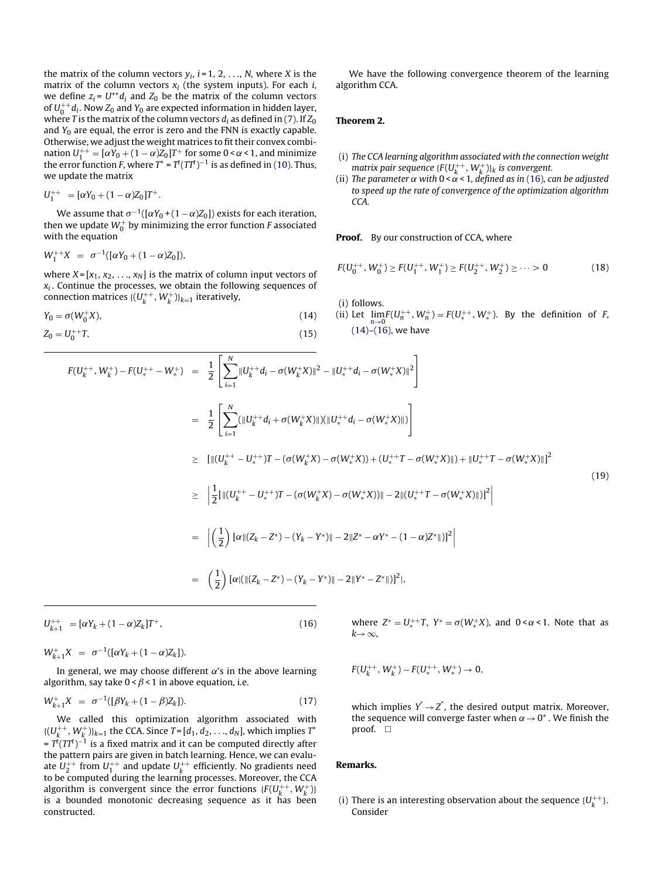the matrix of the column vectors $y_i$, $i = 1, 2, \ldots, N$, where $X$ is the matrix of the column vectors $x_i$ (the system inputs). For each $i$, we define $z_i = U^{++}d_i$ and $Z_0$ be the matrix of the column vectors of $U_0^{++}d_i$. Now $Z_0$ and $Y_0$ are expected information in hidden layer, where $T$ is the matrix of the column vectors $d_i$ as defined in (7). If $Z_0$ and $Y_0$ are equal, the error is zero and the FNN is exactly capable. Otherwise, we adjust the weight matrices to fit their convex combination $U_1^{++} = [\alpha Y_0 + (1-\alpha)Z_0]T^+$ for some $0 < \alpha < 1$, and minimize the error function $F$, where $T^+ = T^t(TT^t)^{-1}$ is as defined in (10). Thus, we update the matrix

$$U_1^{++} = [\alpha Y_0 + (1-\alpha)Z_0]T^+.$$

We assume that $\sigma^{-1}([\alpha Y_0 + (1-\alpha)Z_0])$ exists for each iteration, then we update $W_0^+$ by minimizing the error function $F$ associated with the equation

$$W_1^{++}X = \sigma^{-1}([\alpha Y_0 + (1-\alpha)Z_0]),$$

where $X = [x_1, x_2, \ldots, x_N]$ is the matrix of column input vectors of $x_i$. Continue the processes, we obtain the following sequences of connection matrices $\{(U_k^{++}, W_k^+)\}_{k=1}$ iteratively,

$$Y_0 = \sigma(W_0^+X), \tag{14}$$

$$Z_0 = U_0^{++}T, \tag{15}$$

$$U_{k+1}^{++} = [\alpha Y_k + (1-\alpha)Z_k]T^+, \tag{16}$$

$$W_{k+1}^+X = \sigma^{-1}([\alpha Y_k + (1-\alpha)Z_k]).$$

In general, we may choose different $\alpha$'s in the above learning algorithm, say take $0 < \beta < 1$ in above equation, i.e.

$$W_{k+1}^+X = \sigma^{-1}([\beta Y_k + (1-\beta)Z_k]). \tag{17}$$

We called this optimization algorithm associated with $\{(U_k^{++}, W_k^+)\}_{k=1}$ the CCA. Since $T = [d_1, d_2, \ldots, d_N]$, which implies $T^+ = T^t(TT^t)^{-1}$ is a fixed matrix and it can be computed directly after the pattern pairs are given in batch learning. Hence, we can evaluate $U_2^{++}$ from $U_1^{++}$ and update $U_k^{++}$ efficiently. No gradients need to be computed during the learning processes. Moreover, the CCA algorithm is convergent since the error functions $\{F(U_k^{++}, W_k^+)\}$ is a bounded monotonic decreasing sequence as it has been constructed.

We have the following convergence theorem of the learning algorithm CCA.

**Theorem 2.**

(i) *The CCA learning algorithm associated with the connection weight matrix pair sequence $\{F(U_k^{++}, W_k^+)\}_k$ is convergent.*

(ii) *The parameter $\alpha$ with $0 < \alpha < 1$, defined as in (16), can be adjusted to speed up the rate of convergence of the optimization algorithm CCA.*

**Proof.** By our construction of CCA, where

$$F(U_0^{++}, W_0^+) \geq F(U_1^{++}, W_1^+) \geq F(U_2^{++}, W_2^+) \geq \cdots > 0 \tag{18}$$

(i) follows.

(ii) Let $\lim_{n \to 0} F(U_n^{++}, W_n^+) = F(U_*^{++}, W_*^+)$. By the definition of $F$, (14)–(16), we have

$$\begin{aligned}
F(U_k^{++}, W_k^+) - F(U_*^{++} - W_*^+) &= \frac{1}{2}\left[\sum_{i=1}^{N} \|U_k^{++}d_i - \sigma(W_k^+X)\|^2 - \|U_*^{++}d_i - \sigma(W_*^+X)\|^2\right] \\
&= \frac{1}{2}\left[\sum_{i=1}^{N} (\|U_k^{++}d_i + \sigma(W_k^+X)\|)(\|U_*^{++}d_i - \sigma(W_*^+X)\|)\right] \\
&\geq [\|(U_k^{++} - U_*^{++})T - (\sigma(W_k^+X) - \sigma(W_*^+X)) + (U_*^{++}T - \sigma(W_*^+X)\|) + \|U_*^{++}T - \sigma(W_*^+X)\|]^2 \\
&\geq \left|\frac{1}{2}[\|(U_k^{++} - U_*^{++})T - (\sigma(W_k^+X) - \sigma(W_*^+X))\| - 2\|(U_*^{++}T - \sigma(W_*^+X)\|)]^2\right| \\
&= \left|\left(\frac{1}{2}\right)[\alpha\|(Z_k - Z^*) - (Y_k - Y^*)\| - 2\|Z^* - \alpha Y^* - (1-\alpha)Z^*\|)]^2\right| \\
&= \left(\frac{1}{2}\right)[\alpha|(\|(Z_k - Z^*) - (Y_k - Y^*)\| - 2\|Y^* - Z^*\|)]^2|,
\end{aligned} \tag{19}$$

where $Z^* = U_*^{++}T$, $Y^* = \sigma(W_*^+X)$, and $0 < \alpha < 1$. Note that as $k \to \infty$,

$$F(U_k^{++}, W_k^+) - F(U_*^{++}, W_*^+) \to 0,$$

which implies $Y^* \to Z^*$, the desired output matrix. Moreover, the sequence will converge faster when $\alpha \to 0^+$. We finish the proof. □

**Remarks.**

(i) There is an interesting observation about the sequence $\{U_k^{++}\}$. Consider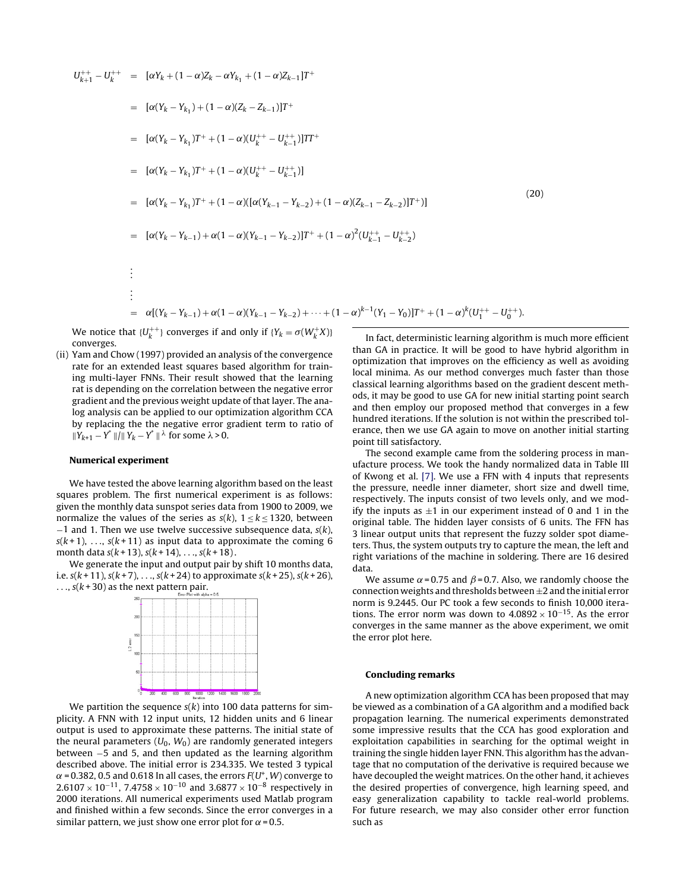$$
\begin{aligned}
U_{k+1}^{++} - U_k^{++} &= [\alpha Y_k + (1-\alpha)Z_k - \alpha Y_{k_1} + (1-\alpha)Z_{k-1}]T^+ \\
&= [\alpha(Y_k - Y_{k_1}) + (1-\alpha)(Z_k - Z_{k-1})]T^+ \\
&= [\alpha(Y_k - Y_{k_1})T^+ + (1-\alpha)(U_k^{++} - U_{k-1}^{++})]TT^+ \\
&= [\alpha(Y_k - Y_{k_1})T^+ + (1-\alpha)(U_k^{++} - U_{k-1}^{++})] \\
&= [\alpha(Y_k - Y_{k_1})T^+ + (1-\alpha)([\alpha(Y_{k-1} - Y_{k-2}) + (1-\alpha)(Z_{k-1} - Z_{k-2})]T^+)] \\
&= [\alpha(Y_k - Y_{k-1}) + \alpha(1-\alpha)(Y_{k-1} - Y_{k-2})]T^+ + (1-\alpha)^2(U_{k-1}^{++} - U_{k-2}^{++}) \\
&\;\vdots \\
&\;\vdots \\
&= \alpha[(Y_k - Y_{k-1}) + \alpha(1-\alpha)(Y_{k-1} - Y_{k-2}) + \cdots + (1-\alpha)^{k-1}(Y_1 - Y_0)]T^+ + (1-\alpha)^k(U_1^{++} - U_0^{++}).
\end{aligned}
\tag{20}
$$

We notice that $\{U_k^{++}\}$ converges if and only if $\{Y_k = \sigma(W_k^+ X)\}$ converges.

(ii) Yam and Chow (1997) provided an analysis of the convergence rate for an extended least squares based algorithm for training multi-layer FNNs. Their result showed that the learning rat is depending on the correlation between the negative error gradient and the previous weight update of that layer. The analog analysis can be applied to our optimization algorithm CCA by replacing the the negative error gradient term to ratio of $\|Y_{k+1} - Y^*\| / \| Y_k - Y^* \|^{\lambda}$ for some $\lambda > 0$.

## Numerical experiment

We have tested the above learning algorithm based on the least squares problem. The first numerical experiment is as follows: given the monthly data sunspot series data from 1900 to 2009, we normalize the values of the series as $s(k)$, $1 \le k \le 1320$, between $-1$ and 1. Then we use twelve successive subsequence data, $s(k)$, $s(k+1)$, ..., $s(k+11)$ as input data to approximate the coming 6 month data $s(k+13)$, $s(k+14)$, ..., $s(k+18)$.

We generate the input and output pair by shift 10 months data, i.e. $s(k+11)$, $s(k+7)$, ..., $s(k+24)$ to approximate $s(k+25)$, $s(k+26)$, ..., $s(k+30)$ as the next pattern pair.

We partition the sequence $s(k)$ into 100 data patterns for simplicity. A FNN with 12 input units, 12 hidden units and 6 linear output is used to approximate these patterns. The initial state of the neural parameters $(U_0, W_0)$ are randomly generated integers between $-5$ and 5, and then updated as the learning algorithm described above. The initial error is 234.335. We tested 3 typical $\alpha = 0.382$, 0.5 and 0.618 In all cases, the errors $F(U^*, W)$ converge to $2.6107 \times 10^{-11}$, $7.4758 \times 10^{-10}$ and $3.6877 \times 10^{-8}$ respectively in 2000 iterations. All numerical experiments used Matlab program and finished within a few seconds. Since the error converges in a similar pattern, we just show one error plot for $\alpha = 0.5$.

In fact, deterministic learning algorithm is much more efficient than GA in practice. It will be good to have hybrid algorithm in optimization that improves on the efficiency as well as avoiding local minima. As our method converges much faster than those classical learning algorithms based on the gradient descent methods, it may be good to use GA for new initial starting point search and then employ our proposed method that converges in a few hundred iterations. If the solution is not within the prescribed tolerance, then we use GA again to move on another initial starting point till satisfactory.

The second example came from the soldering process in manufacture process. We took the handy normalized data in Table III of Kwong et al. [7]. We use a FFN with 4 inputs that represents the pressure, needle inner diameter, short size and dwell time, respectively. The inputs consist of two levels only, and we modify the inputs as $\pm 1$ in our experiment instead of 0 and 1 in the original table. The hidden layer consists of 6 units. The FFN has 3 linear output units that represent the fuzzy solder spot diameters. Thus, the system outputs try to capture the mean, the left and right variations of the machine in soldering. There are 16 desired data.

We assume $\alpha = 0.75$ and $\beta = 0.7$. Also, we randomly choose the connection weights and thresholds between $\pm 2$ and the initial error norm is 9.2445. Our PC took a few seconds to finish 10,000 iterations. The error norm was down to $4.0892 \times 10^{-15}$. As the error converges in the same manner as the above experiment, we omit the error plot here.

## Concluding remarks

A new optimization algorithm CCA has been proposed that may be viewed as a combination of a GA algorithm and a modified back propagation learning. The numerical experiments demonstrated some impressive results that the CCA has good exploration and exploitation capabilities in searching for the optimal weight in training the single hidden layer FNN. This algorithm has the advantage that no computation of the derivative is required because we have decoupled the weight matrices. On the other hand, it achieves the desired properties of convergence, high learning speed, and easy generalization capability to tackle real-world problems. For future research, we may also consider other error function such as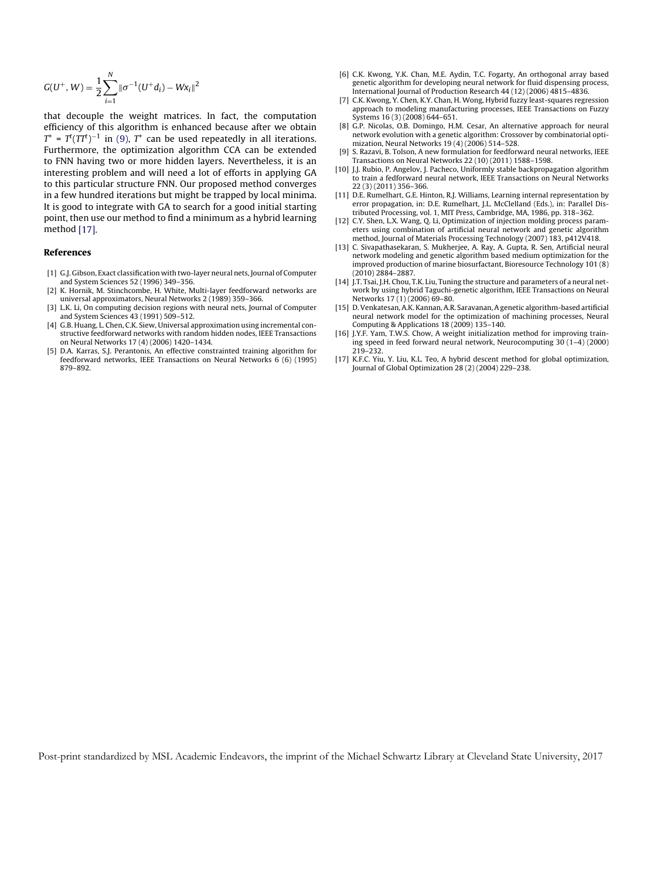$$G(U^+, W) = \frac{1}{2}\sum_{i=1}^{N}\|\sigma^{-1}(U^+d_i) - Wx_i\|^2$$

that decouple the weight matrices. In fact, the computation efficiency of this algorithm is enhanced because after we obtain $T^+ = T^t(TT^t)^{-1}$ in (9), $T^+$ can be used repeatedly in all iterations. Furthermore, the optimization algorithm CCA can be extended to FNN having two or more hidden layers. Nevertheless, it is an interesting problem and will need a lot of efforts in applying GA to this particular structure FNN. Our proposed method converges in a few hundred iterations but might be trapped by local minima. It is good to integrate with GA to search for a good initial starting point, then use our method to find a minimum as a hybrid learning method [17].

## References

[1] G.J. Gibson, Exact classification with two-layer neural nets, Journal of Computer and System Sciences 52 (1996) 349–356.

[2] K. Hornik, M. Stinchcombe, H. White, Multi-layer feedforward networks are universal approximators, Neural Networks 2 (1989) 359–366.

[3] L.K. Li, On computing decision regions with neural nets, Journal of Computer and System Sciences 43 (1991) 509–512.

[4] G.B. Huang, L. Chen, C.K. Siew, Universal approximation using incremental constructive feedforward networks with random hidden nodes, IEEE Transactions on Neural Networks 17 (4) (2006) 1420–1434.

[5] D.A. Karras, S.J. Perantonis, An effective constrainted training algorithm for feedforward networks, IEEE Transactions on Neural Networks 6 (6) (1995) 879–892.

[6] C.K. Kwong, Y.K. Chan, M.E. Aydin, T.C. Fogarty, An orthogonal array based genetic algorithm for developing neural network for fluid dispensing process, International Journal of Production Research 44 (12) (2006) 4815–4836.

[7] C.K. Kwong, Y. Chen, K.Y. Chan, H. Wong, Hybrid fuzzy least-squares regression approach to modeling manufacturing processes, IEEE Transactions on Fuzzy Systems 16 (3) (2008) 644–651.

[8] G.P. Nicolas, O.B. Domingo, H.M. Cesar, An alternative approach for neural network evolution with a genetic algorithm: Crossover by combinatorial optimization, Neural Networks 19 (4) (2006) 514–528.

[9] S. Razavi, B. Tolson, A new formulation for feedforward neural networks, IEEE Transactions on Neural Networks 22 (10) (2011) 1588–1598.

[10] J.J. Rubio, P. Angelov, J. Pacheco, Uniformly stable backpropagation algorithm to train a fedforward neural network, IEEE Transactions on Neural Networks 22 (3) (2011) 356–366.

[11] D.E. Rumelhart, G.E. Hinton, R.J. Williams, Learning internal representation by error propagation, in: D.E. Rumelhart, J.L. McClelland (Eds.), in: Parallel Distributed Processing, vol. 1, MIT Press, Cambridge, MA, 1986, pp. 318–362.

[12] C.Y. Shen, L.X. Wang, Q. Li, Optimization of injection molding process parameters using combination of artificial neural network and genetic algorithm method, Journal of Materials Processing Technology (2007) 183, p412V418.

[13] C. Sivapathasekaran, S. Mukherjee, A. Ray, A. Gupta, R. Sen, Artificial neural network modeling and genetic algorithm based medium optimization for the improved production of marine biosurfactant, Bioresource Technology 101 (8) (2010) 2884–2887.

[14] J.T. Tsai, J.H. Chou, T.K. Liu, Tuning the structure and parameters of a neural network by using hybrid Taguchi-genetic algorithm, IEEE Transactions on Neural Networks 17 (1) (2006) 69–80.

[15] D. Venkatesan, A.K. Kannan, A.R. Saravanan, A genetic algorithm-based artificial neural network model for the optimization of machining processes, Neural Computing & Applications 18 (2009) 135–140.

[16] J.Y.F. Yam, T.W.S. Chow, A weight initialization method for improving training speed in feed forward neural network, Neurocomputing 30 (1–4) (2000) 219–232.

[17] K.F.C. Yiu, Y. Liu, K.L. Teo, A hybrid descent method for global optimization, Journal of Global Optimization 28 (2) (2004) 229–238.

Post-print standardized by MSL Academic Endeavors, the imprint of the Michael Schwartz Library at Cleveland State University, 2017